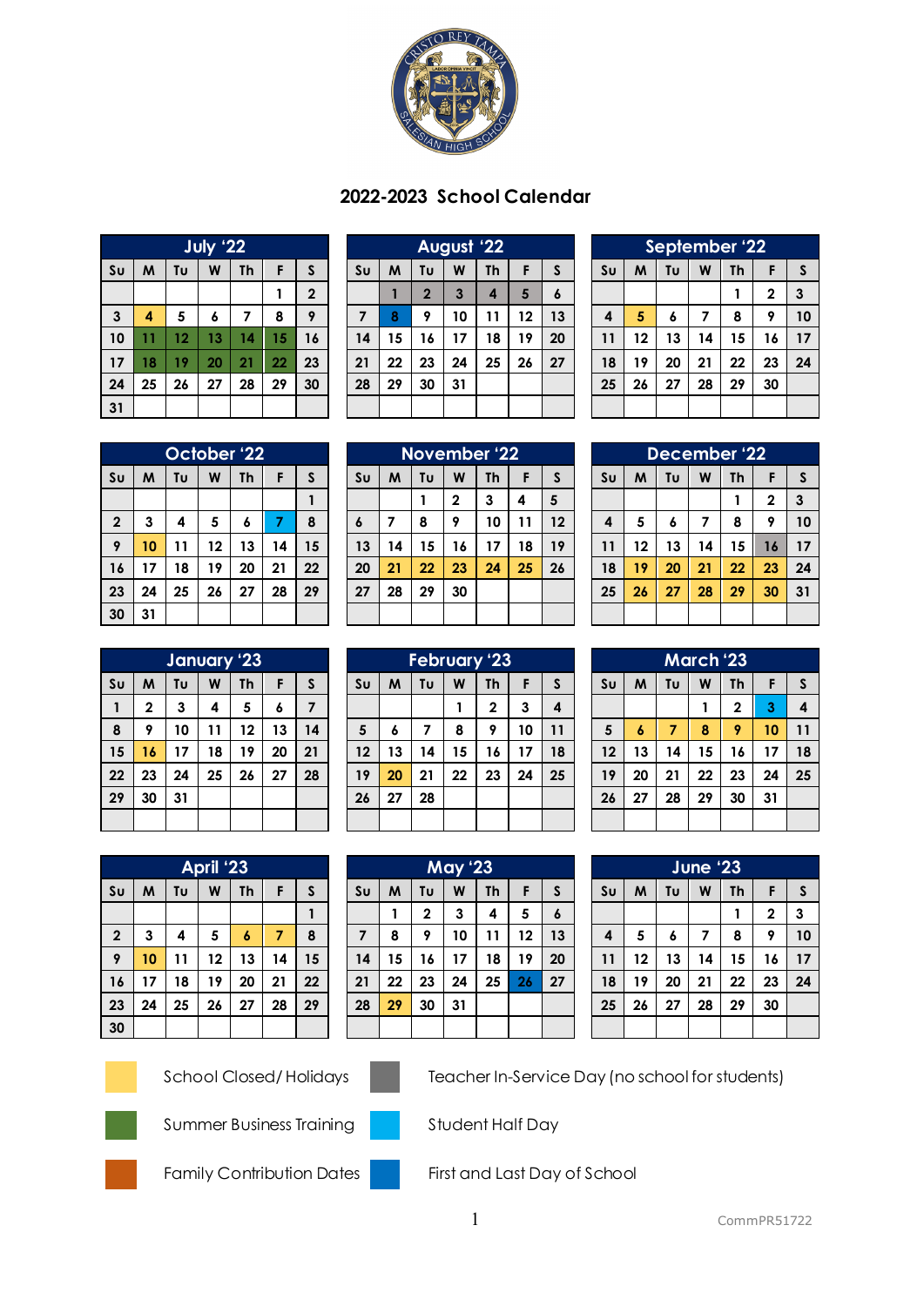## 2022-2023 School Calendar

**July '22**

| Su | M | Tu | W | Th | F | S |
|---|---|---|---|---|---|---|
| | | | | | 1 | 2 |
| 3 | 4 | 5 | 6 | 7 | 8 | 9 |
| 10 | 11 | 12 | 13 | 14 | 15 | 16 |
| 17 | 18 | 19 | 20 | 21 | 22 | 23 |
| 24 | 25 | 26 | 27 | 28 | 29 | 30 |
| 31 | | | | | | |

**August '22**

| Su | M | Tu | W | Th | F | S |
|---|---|---|---|---|---|---|
| | 1 | 2 | 3 | 4 | 5 | 6 |
| 7 | 8 | 9 | 10 | 11 | 12 | 13 |
| 14 | 15 | 16 | 17 | 18 | 19 | 20 |
| 21 | 22 | 23 | 24 | 25 | 26 | 27 |
| 28 | 29 | 30 | 31 | | | |

**September '22**

| Su | M | Tu | W | Th | F | S |
|---|---|---|---|---|---|---|
| | | | | 1 | 2 | 3 |
| 4 | 5 | 6 | 7 | 8 | 9 | 10 |
| 11 | 12 | 13 | 14 | 15 | 16 | 17 |
| 18 | 19 | 20 | 21 | 22 | 23 | 24 |
| 25 | 26 | 27 | 28 | 29 | 30 | |

**October '22**

| Su | M | Tu | W | Th | F | S |
|---|---|---|---|---|---|---|
| | | | | | | 1 |
| 2 | 3 | 4 | 5 | 6 | 7 | 8 |
| 9 | 10 | 11 | 12 | 13 | 14 | 15 |
| 16 | 17 | 18 | 19 | 20 | 21 | 22 |
| 23 | 24 | 25 | 26 | 27 | 28 | 29 |
| 30 | 31 | | | | | |

**November '22**

| Su | M | Tu | W | Th | F | S |
|---|---|---|---|---|---|---|
| | | 1 | 2 | 3 | 4 | 5 |
| 6 | 7 | 8 | 9 | 10 | 11 | 12 |
| 13 | 14 | 15 | 16 | 17 | 18 | 19 |
| 20 | 21 | 22 | 23 | 24 | 25 | 26 |
| 27 | 28 | 29 | 30 | | | |

**December '22**

| Su | M | Tu | W | Th | F | S |
|---|---|---|---|---|---|---|
| | | | | 1 | 2 | 3 |
| 4 | 5 | 6 | 7 | 8 | 9 | 10 |
| 11 | 12 | 13 | 14 | 15 | 16 | 17 |
| 18 | 19 | 20 | 21 | 22 | 23 | 24 |
| 25 | 26 | 27 | 28 | 29 | 30 | 31 |

**January '23**

| Su | M | Tu | W | Th | F | S |
|---|---|---|---|---|---|---|
| 1 | 2 | 3 | 4 | 5 | 6 | 7 |
| 8 | 9 | 10 | 11 | 12 | 13 | 14 |
| 15 | 16 | 17 | 18 | 19 | 20 | 21 |
| 22 | 23 | 24 | 25 | 26 | 27 | 28 |
| 29 | 30 | 31 | | | | |

**February '23**

| Su | M | Tu | W | Th | F | S |
|---|---|---|---|---|---|---|
| | | | 1 | 2 | 3 | 4 |
| 5 | 6 | 7 | 8 | 9 | 10 | 11 |
| 12 | 13 | 14 | 15 | 16 | 17 | 18 |
| 19 | 20 | 21 | 22 | 23 | 24 | 25 |
| 26 | 27 | 28 | | | | |

**March '23**

| Su | M | Tu | W | Th | F | S |
|---|---|---|---|---|---|---|
| | | | 1 | 2 | 3 | 4 |
| 5 | 6 | 7 | 8 | 9 | 10 | 11 |
| 12 | 13 | 14 | 15 | 16 | 17 | 18 |
| 19 | 20 | 21 | 22 | 23 | 24 | 25 |
| 26 | 27 | 28 | 29 | 30 | 31 | |

**April '23**

| Su | M | Tu | W | Th | F | S |
|---|---|---|---|---|---|---|
| | | | | | | 1 |
| 2 | 3 | 4 | 5 | 6 | 7 | 8 |
| 9 | 10 | 11 | 12 | 13 | 14 | 15 |
| 16 | 17 | 18 | 19 | 20 | 21 | 22 |
| 23 | 24 | 25 | 26 | 27 | 28 | 29 |
| 30 | | | | | | |

**May '23**

| Su | M | Tu | W | Th | F | S |
|---|---|---|---|---|---|---|
| | 1 | 2 | 3 | 4 | 5 | 6 |
| 7 | 8 | 9 | 10 | 11 | 12 | 13 |
| 14 | 15 | 16 | 17 | 18 | 19 | 20 |
| 21 | 22 | 23 | 24 | 25 | 26 | 27 |
| 28 | 29 | 30 | 31 | | | |

**June '23**

| Su | M | Tu | W | Th | F | S |
|---|---|---|---|---|---|---|
| | | | | 1 | 2 | 3 |
| 4 | 5 | 6 | 7 | 8 | 9 | 10 |
| 11 | 12 | 13 | 14 | 15 | 16 | 17 |
| 18 | 19 | 20 | 21 | 22 | 23 | 24 |
| 25 | 26 | 27 | 28 | 29 | 30 | |

**Legend:**

- School Closed/ Holidays
- Summer Business Training
- Family Contribution Dates
- Teacher In-Service Day (no school for students)
- Student Half Day
- First and Last Day of School

CommPR51722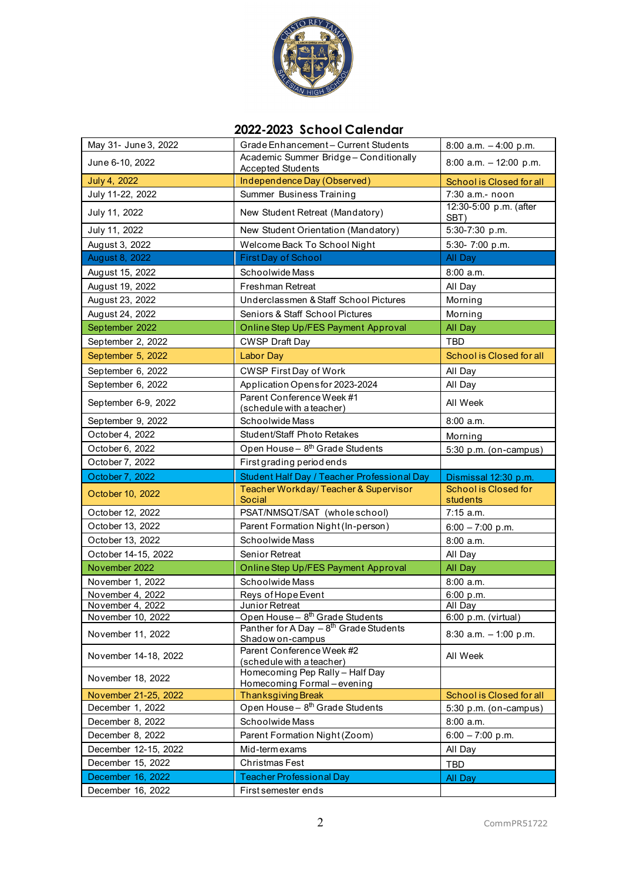## 2022-2023 School Calendar

| Date | Event | Time |
|---|---|---|
| May 31- June 3, 2022 | Grade Enhancement – Current Students | 8:00 a.m. – 4:00 p.m. |
| June 6-10, 2022 | Academic Summer Bridge – Conditionally Accepted Students | 8:00 a.m. – 12:00 p.m. |
| July 4, 2022 | Independence Day (Observed) | School is Closed for all |
| July 11-22, 2022 | Summer Business Training | 7:30 a.m.- noon |
| July 11, 2022 | New Student Retreat (Mandatory) | 12:30-5:00 p.m. (after SBT) |
| July 11, 2022 | New Student Orientation (Mandatory) | 5:30-7:30 p.m. |
| August 3, 2022 | Welcome Back To School Night | 5:30- 7:00 p.m. |
| August 8, 2022 | First Day of School | All Day |
| August 15, 2022 | Schoolwide Mass | 8:00 a.m. |
| August 19, 2022 | Freshman Retreat | All Day |
| August 23, 2022 | Underclassmen & Staff School Pictures | Morning |
| August 24, 2022 | Seniors & Staff School Pictures | Morning |
| September 2022 | Online Step Up/FES Payment Approval | All Day |
| September 2, 2022 | CWSP Draft Day | TBD |
| September 5, 2022 | Labor Day | School is Closed for all |
| September 6, 2022 | CWSP First Day of Work | All Day |
| September 6, 2022 | Application Opens for 2023-2024 | All Day |
| September 6-9, 2022 | Parent Conference Week #1 (schedule with a teacher) | All Week |
| September 9, 2022 | Schoolwide Mass | 8:00 a.m. |
| October 4, 2022 | Student/Staff Photo Retakes | Morning |
| October 6, 2022 | Open House – 8th Grade Students | 5:30 p.m. (on-campus) |
| October 7, 2022 | First grading period ends | |
| October 7, 2022 | Student Half Day / Teacher Professional Day | Dismissal 12:30 p.m. |
| October 10, 2022 | Teacher Workday/ Teacher & Supervisor Social | School is Closed for students |
| October 12, 2022 | PSAT/NMSQT/SAT (whole school) | 7:15 a.m. |
| October 13, 2022 | Parent Formation Night (In-person) | 6:00 – 7:00 p.m. |
| October 13, 2022 | Schoolwide Mass | 8:00 a.m. |
| October 14-15, 2022 | Senior Retreat | All Day |
| November 2022 | Online Step Up/FES Payment Approval | All Day |
| November 1, 2022 | Schoolwide Mass | 8:00 a.m. |
| November 4, 2022 | Reys of Hope Event | 6:00 p.m. |
| November 4, 2022 | Junior Retreat | All Day |
| November 10, 2022 | Open House – 8th Grade Students | 6:00 p.m. (virtual) |
| November 11, 2022 | Panther for A Day – 8th Grade Students Shadow on-campus | 8:30 a.m. – 1:00 p.m. |
| November 14-18, 2022 | Parent Conference Week #2 (schedule with a teacher) | All Week |
| November 18, 2022 | Homecoming Pep Rally – Half Day Homecoming Formal – evening | |
| November 21-25, 2022 | Thanksgiving Break | School is Closed for all |
| December 1, 2022 | Open House – 8th Grade Students | 5:30 p.m. (on-campus) |
| December 8, 2022 | Schoolwide Mass | 8:00 a.m. |
| December 8, 2022 | Parent Formation Night (Zoom) | 6:00 – 7:00 p.m. |
| December 12-15, 2022 | Mid-term exams | All Day |
| December 15, 2022 | Christmas Fest | TBD |
| December 16, 2022 | Teacher Professional Day | All Day |
| December 16, 2022 | First semester ends | |

CommPR51722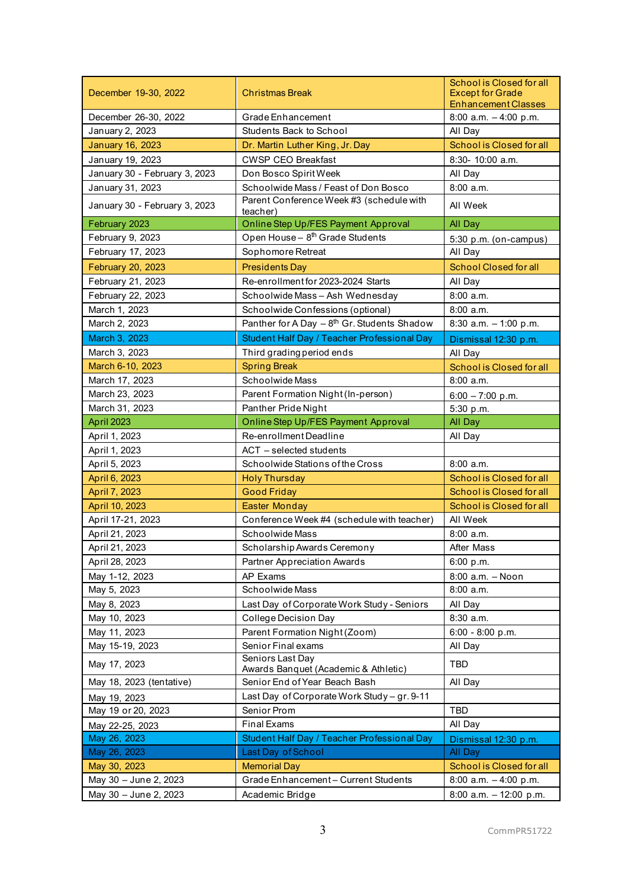| December 19-30, 2022 | Christmas Break | School is Closed for all Except for Grade Enhancement Classes |
|---|---|---|
| December 26-30, 2022 | Grade Enhancement | 8:00 a.m. – 4:00 p.m. |
| January 2, 2023 | Students Back to School | All Day |
| January 16, 2023 | Dr. Martin Luther King, Jr. Day | School is Closed for all |
| January 19, 2023 | CWSP CEO Breakfast | 8:30- 10:00 a.m. |
| January 30 - February 3, 2023 | Don Bosco Spirit Week | All Day |
| January 31, 2023 | Schoolwide Mass / Feast of Don Bosco | 8:00 a.m. |
| January 30 - February 3, 2023 | Parent Conference Week #3 (schedule with teacher) | All Week |
| February 2023 | Online Step Up/FES Payment Approval | All Day |
| February 9, 2023 | Open House – 8th Grade Students | 5:30 p.m. (on-campus) |
| February 17, 2023 | Sophomore Retreat | All Day |
| February 20, 2023 | Presidents Day | School Closed for all |
| February 21, 2023 | Re-enrollment for 2023-2024 Starts | All Day |
| February 22, 2023 | Schoolwide Mass – Ash Wednesday | 8:00 a.m. |
| March 1, 2023 | Schoolwide Confessions (optional) | 8:00 a.m. |
| March 2, 2023 | Panther for A Day – 8th Gr. Students Shadow | 8:30 a.m. – 1:00 p.m. |
| March 3, 2023 | Student Half Day / Teacher Professional Day | Dismissal 12:30 p.m. |
| March 3, 2023 | Third grading period ends | All Day |
| March 6-10, 2023 | Spring Break | School is Closed for all |
| March 17, 2023 | Schoolwide Mass | 8:00 a.m. |
| March 23, 2023 | Parent Formation Night (In-person) | 6:00 – 7:00 p.m. |
| March 31, 2023 | Panther Pride Night | 5:30 p.m. |
| April 2023 | Online Step Up/FES Payment Approval | All Day |
| April 1, 2023 | Re-enrollment Deadline | All Day |
| April 1, 2023 | ACT – selected students | |
| April 5, 2023 | Schoolwide Stations of the Cross | 8:00 a.m. |
| April 6, 2023 | Holy Thursday | School is Closed for all |
| April 7, 2023 | Good Friday | School is Closed for all |
| April 10, 2023 | Easter Monday | School is Closed for all |
| April 17-21, 2023 | Conference Week #4 (schedule with teacher) | All Week |
| April 21, 2023 | Schoolwide Mass | 8:00 a.m. |
| April 21, 2023 | Scholarship Awards Ceremony | After Mass |
| April 28, 2023 | Partner Appreciation Awards | 6:00 p.m. |
| May 1-12, 2023 | AP Exams | 8:00 a.m. – Noon |
| May 5, 2023 | Schoolwide Mass | 8:00 a.m. |
| May 8, 2023 | Last Day of Corporate Work Study - Seniors | All Day |
| May 10, 2023 | College Decision Day | 8:30 a.m. |
| May 11, 2023 | Parent Formation Night (Zoom) | 6:00 - 8:00 p.m. |
| May 15-19, 2023 | Senior Final exams | All Day |
| May 17, 2023 | Seniors Last Day<br>Awards Banquet (Academic & Athletic) | TBD |
| May 18, 2023 (tentative) | Senior End of Year Beach Bash | All Day |
| May 19, 2023 | Last Day of Corporate Work Study – gr. 9-11 | |
| May 19 or 20, 2023 | Senior Prom | TBD |
| May 22-25, 2023 | Final Exams | All Day |
| May 26, 2023 | Student Half Day / Teacher Professional Day | Dismissal 12:30 p.m. |
| May 26, 2023 | Last Day of School | All Day |
| May 30, 2023 | Memorial Day | School is Closed for all |
| May 30 – June 2, 2023 | Grade Enhancement – Current Students | 8:00 a.m. – 4:00 p.m. |
| May 30 – June 2, 2023 | Academic Bridge | 8:00 a.m. – 12:00 p.m. |

CommPR51722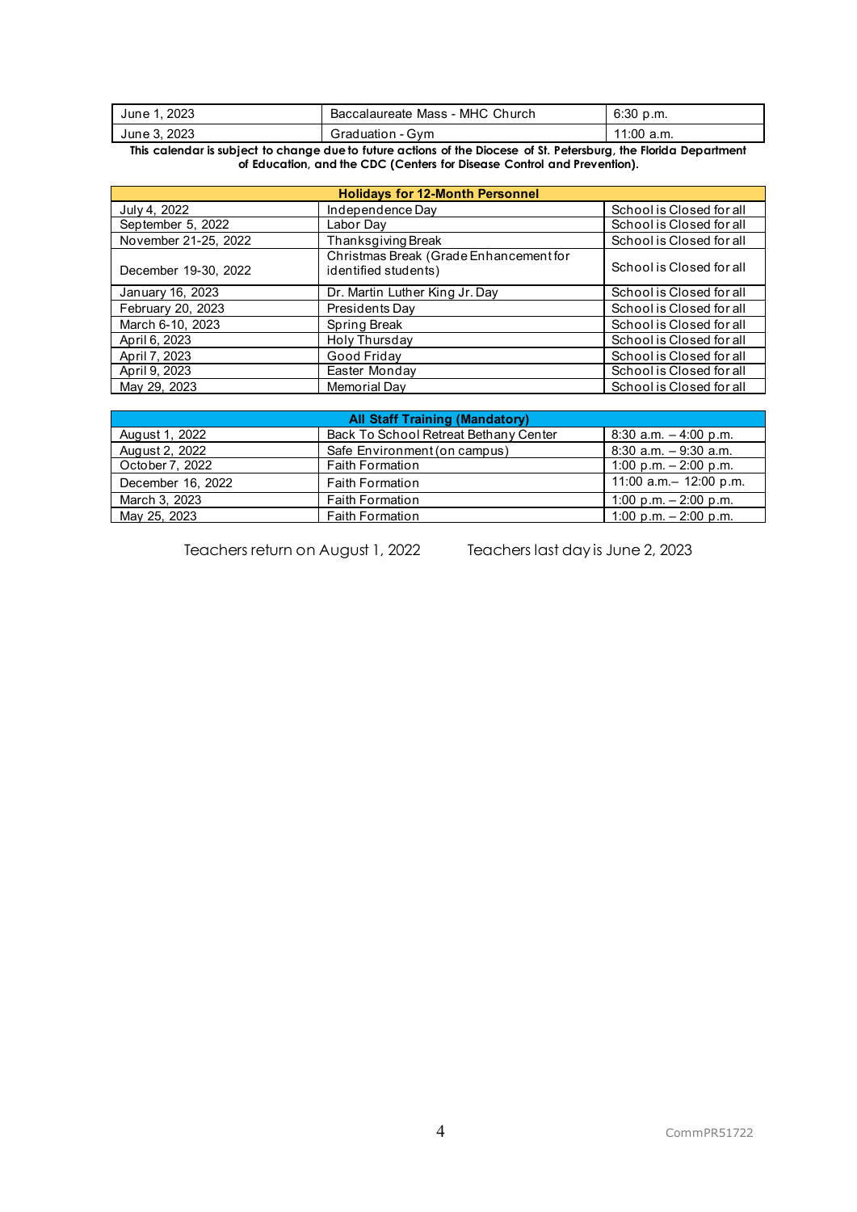| | | |
|---|---|---|
| June 1, 2023 | Baccalaureate Mass - MHC Church | 6:30 p.m. |
| June 3, 2023 | Graduation - Gym | 11:00 a.m. |

**This calendar is subject to change due to future actions of the Diocese of St. Petersburg, the Florida Department of Education, and the CDC (Centers for Disease Control and Prevention).**

| **Holidays for 12-Month Personnel** | | |
|---|---|---|
| July 4, 2022 | Independence Day | School is Closed for all |
| September 5, 2022 | Labor Day | School is Closed for all |
| November 21-25, 2022 | Thanksgiving Break | School is Closed for all |
| December 19-30, 2022 | Christmas Break (Grade Enhancement for identified students) | School is Closed for all |
| January 16, 2023 | Dr. Martin Luther King Jr. Day | School is Closed for all |
| February 20, 2023 | Presidents Day | School is Closed for all |
| March 6-10, 2023 | Spring Break | School is Closed for all |
| April 6, 2023 | Holy Thursday | School is Closed for all |
| April 7, 2023 | Good Friday | School is Closed for all |
| April 9, 2023 | Easter Monday | School is Closed for all |
| May 29, 2023 | Memorial Day | School is Closed for all |

| **All Staff Training (Mandatory)** | | |
|---|---|---|
| August 1, 2022 | Back To School Retreat Bethany Center | 8:30 a.m. – 4:00 p.m. |
| August 2, 2022 | Safe Environment (on campus) | 8:30 a.m. – 9:30 a.m. |
| October 7, 2022 | Faith Formation | 1:00 p.m. – 2:00 p.m. |
| December 16, 2022 | Faith Formation | 11:00 a.m.– 12:00 p.m. |
| March 3, 2023 | Faith Formation | 1:00 p.m. – 2:00 p.m. |
| May 25, 2023 | Faith Formation | 1:00 p.m. – 2:00 p.m. |

Teachers return on August 1, 2022 Teachers last day is June 2, 2023

CommPR51722